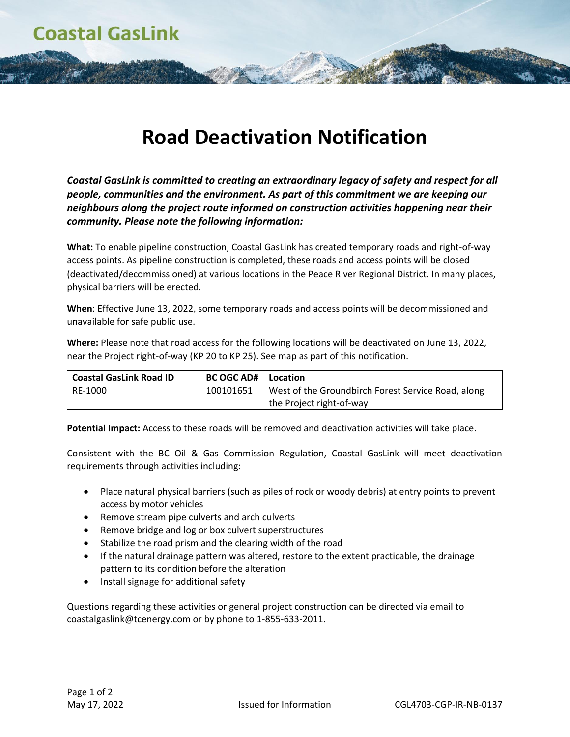Coastal GasLink

# Road Deactivation Notification

***Coastal GasLink is committed to creating an extraordinary legacy of safety and respect for all people, communities and the environment. As part of this commitment we are keeping our neighbours along the project route informed on construction activities happening near their community. Please note the following information:***

**What:** To enable pipeline construction, Coastal GasLink has created temporary roads and right-of-way access points. As pipeline construction is completed, these roads and access points will be closed (deactivated/decommissioned) at various locations in the Peace River Regional District. In many places, physical barriers will be erected.

**When**: Effective June 13, 2022, some temporary roads and access points will be decommissioned and unavailable for safe public use.

**Where:** Please note that road access for the following locations will be deactivated on June 13, 2022, near the Project right-of-way (KP 20 to KP 25). See map as part of this notification.

| Coastal GasLink Road ID | BC OGC AD# | Location |
|---|---|---|
| RE-1000 | 100101651 | West of the Groundbirch Forest Service Road, along the Project right-of-way |

**Potential Impact:** Access to these roads will be removed and deactivation activities will take place.

Consistent with the BC Oil & Gas Commission Regulation, Coastal GasLink will meet deactivation requirements through activities including:

- Place natural physical barriers (such as piles of rock or woody debris) at entry points to prevent access by motor vehicles
- Remove stream pipe culverts and arch culverts
- Remove bridge and log or box culvert superstructures
- Stabilize the road prism and the clearing width of the road
- If the natural drainage pattern was altered, restore to the extent practicable, the drainage pattern to its condition before the alteration
- Install signage for additional safety

Questions regarding these activities or general project construction can be directed via email to coastalgaslink@tcenergy.com or by phone to 1-855-633-2011.

May 17, 2022 Issued for Information CGL4703-CGP-IR-NB-0137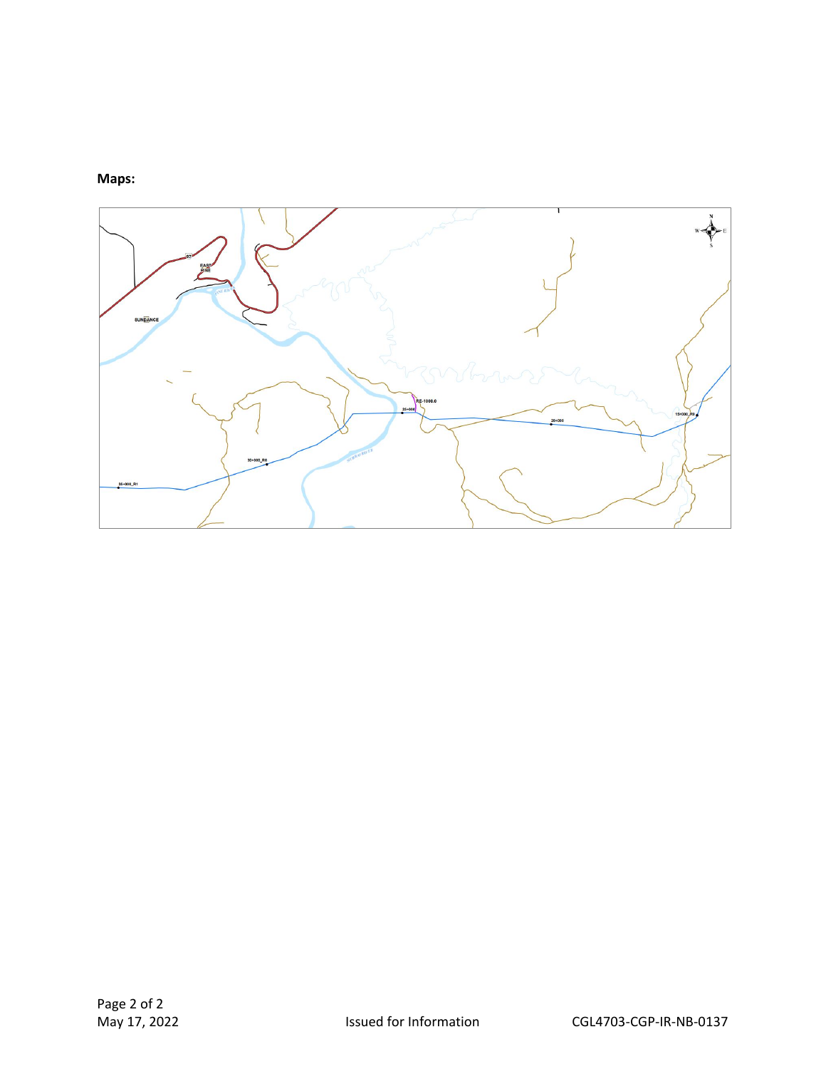**Maps:**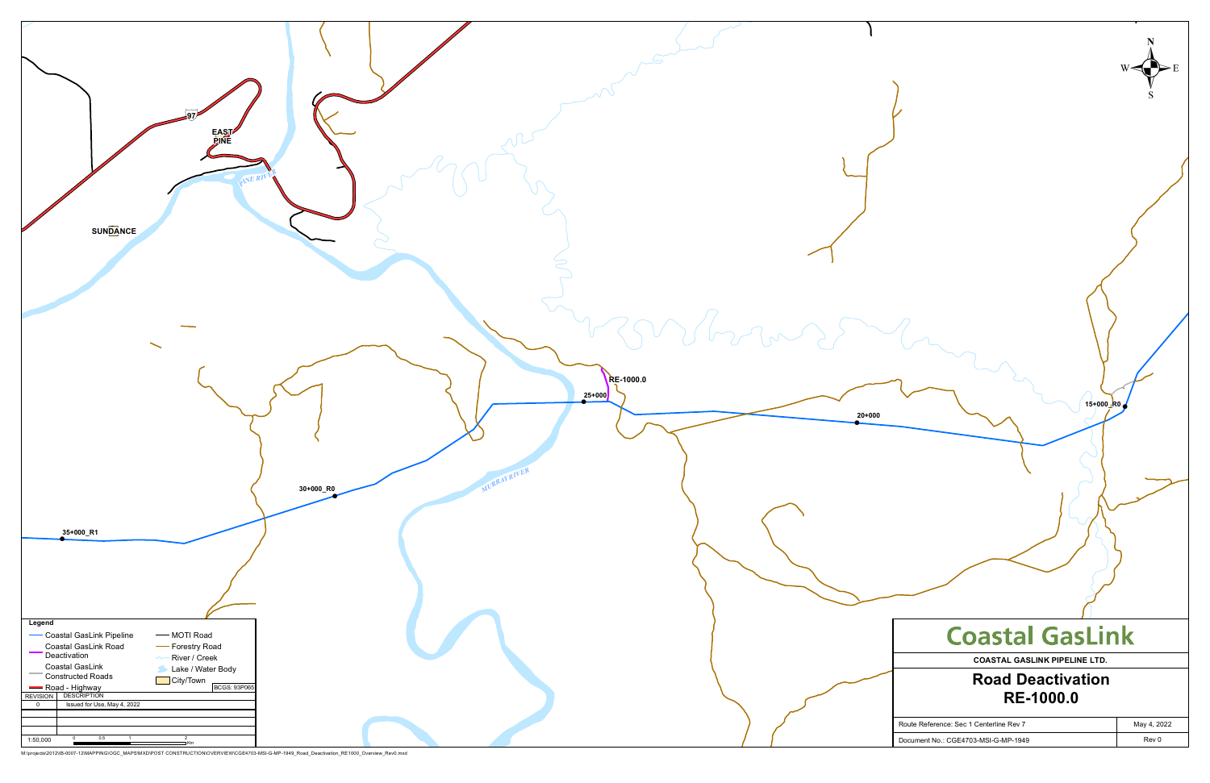EAST PINE

97

SUNDANCE

PINE RIVER

MURRAY RIVER

RE-1000.0

25+000

20+000

15+000_R0

30+000_R0

35+000_R1

N

W

E

S

**Legend**

- Coastal GasLink Pipeline
- Coastal GasLink Road Deactivation
- Coastal GasLink Constructed Roads
- Road - Highway
- MOTI Road
- Forestry Road
- River / Creek
- Lake / Water Body
- City/Town

BCGS: 93P065

| REVISION | DESCRIPTION |
|---|---|
| 0 | Issued for Use, May 4, 2022 |

1:50,000

0 0.5 1 2 Km

# Coastal GasLink

**COASTAL GASLINK PIPELINE LTD.**

## Road Deactivation RE-1000.0

| | |
|---|---|
| Route Reference: Sec 1 Centerline Rev 7 | May 4, 2022 |
| Document No.: CGE4703-MSI-G-MP-1949 | Rev 0 |

M:\projects\2012\B-0007-12\MAPPING\OGC_MAPS\MXD\POST CONSTRUCTION\OVERVIEW\CGE4703-MSI-G-MP-1949_Road_Deactivation_RE1000_Overview_Rev0.mxd